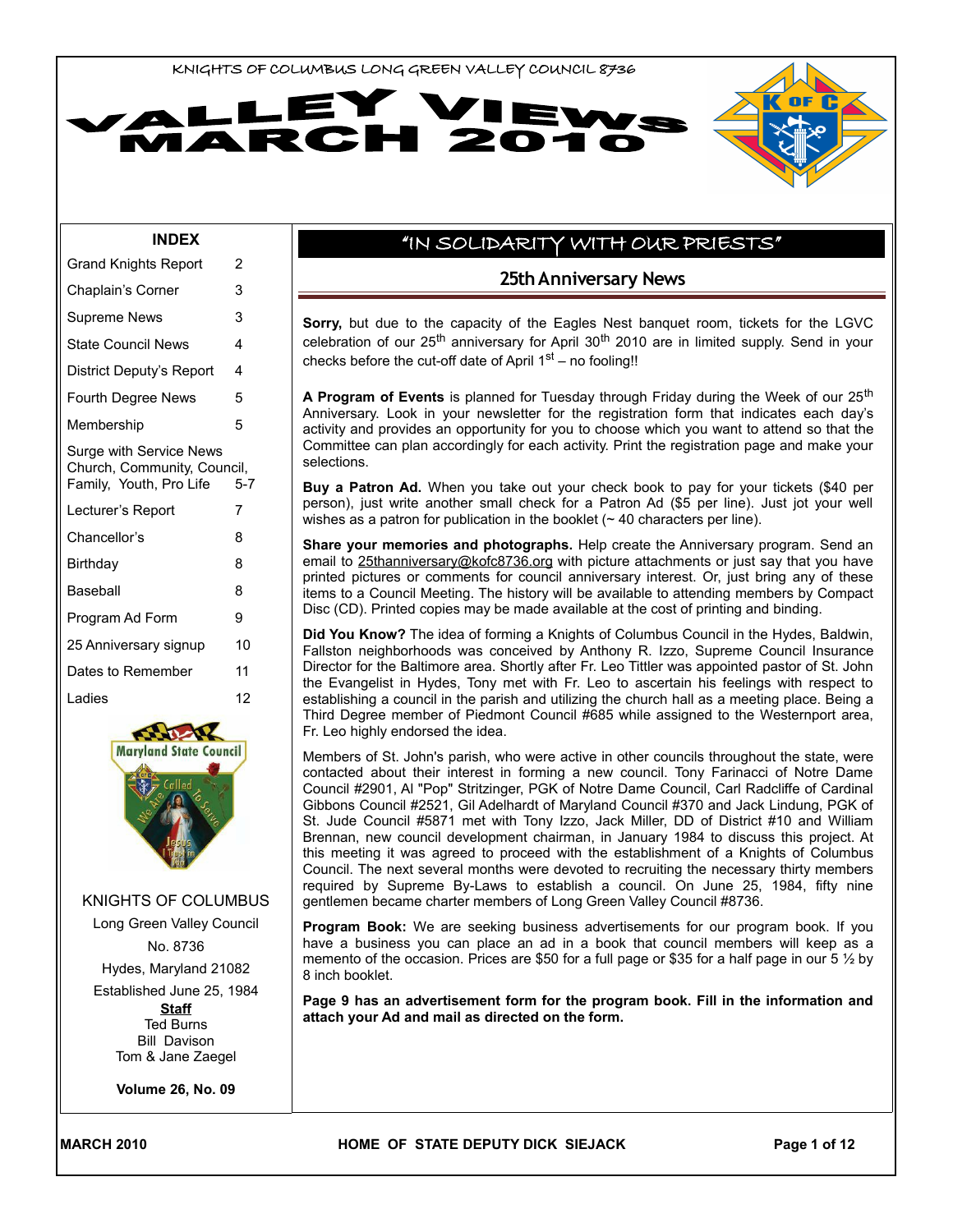KNIGHTS OF COLUMBUS LONG GREEN VALLEY COUNCIL 8736

# VALLEY VIEWS MARCH 2010

## INDEX

| | |
|---|---|
| Grand Knights Report | 2 |
| Chaplain's Corner | 3 |
| Supreme News | 3 |
| State Council News | 4 |
| District Deputy's Report | 4 |
| Fourth Degree News | 5 |
| Membership | 5 |
| Surge with Service News Church, Community, Council, Family, Youth, Pro Life | 5-7 |
| Lecturer's Report | 7 |
| Chancellor's | 8 |
| Birthday | 8 |
| Baseball | 8 |
| Program Ad Form | 9 |
| 25 Anniversary signup | 10 |
| Dates to Remember | 11 |
| Ladies | 12 |

KNIGHTS OF COLUMBUS

Long Green Valley Council

No. 8736

Hydes, Maryland 21082

Established June 25, 1984

**Staff**

Ted Burns

Bill Davison

Tom & Jane Zaegel

**Volume 26, No. 09**

## "IN SOLIDARITY WITH OUR PRIESTS"

### 25th Anniversary News

**Sorry,** but due to the capacity of the Eagles Nest banquet room, tickets for the LGVC celebration of our 25th anniversary for April 30th 2010 are in limited supply. Send in your checks before the cut-off date of April 1st – no fooling!!

**A Program of Events** is planned for Tuesday through Friday during the Week of our 25th Anniversary. Look in your newsletter for the registration form that indicates each day's activity and provides an opportunity for you to choose which you want to attend so that the Committee can plan accordingly for each activity. Print the registration page and make your selections.

**Buy a Patron Ad.** When you take out your check book to pay for your tickets ($40 per person), just write another small check for a Patron Ad ($5 per line). Just jot your well wishes as a patron for publication in the booklet (~ 40 characters per line).

**Share your memories and photographs.** Help create the Anniversary program. Send an email to 25thanniversary@kofc8736.org with picture attachments or just say that you have printed pictures or comments for council anniversary interest. Or, just bring any of these items to a Council Meeting. The history will be available to attending members by Compact Disc (CD). Printed copies may be made available at the cost of printing and binding.

**Did You Know?** The idea of forming a Knights of Columbus Council in the Hydes, Baldwin, Fallston neighborhoods was conceived by Anthony R. Izzo, Supreme Council Insurance Director for the Baltimore area. Shortly after Fr. Leo Tittler was appointed pastor of St. John the Evangelist in Hydes, Tony met with Fr. Leo to ascertain his feelings with respect to establishing a council in the parish and utilizing the church hall as a meeting place. Being a Third Degree member of Piedmont Council #685 while assigned to the Westernport area, Fr. Leo highly endorsed the idea.

Members of St. John's parish, who were active in other councils throughout the state, were contacted about their interest in forming a new council. Tony Farinacci of Notre Dame Council #2901, Al "Pop" Stritzinger, PGK of Notre Dame Council, Carl Radcliffe of Cardinal Gibbons Council #2521, Gil Adelhardt of Maryland Council #370 and Jack Lindung, PGK of St. Jude Council #5871 met with Tony Izzo, Jack Miller, DD of District #10 and William Brennan, new council development chairman, in January 1984 to discuss this project. At this meeting it was agreed to proceed with the establishment of a Knights of Columbus Council. The next several months were devoted to recruiting the necessary thirty members required by Supreme By-Laws to establish a council. On June 25, 1984, fifty nine gentlemen became charter members of Long Green Valley Council #8736.

**Program Book:** We are seeking business advertisements for our program book. If you have a business you can place an ad in a book that council members will keep as a memento of the occasion. Prices are $50 for a full page or $35 for a half page in our 5 ½ by 8 inch booklet.

**Page 9 has an advertisement form for the program book. Fill in the information and attach your Ad and mail as directed on the form.**

**HOME OF STATE DEPUTY DICK SIEJACK**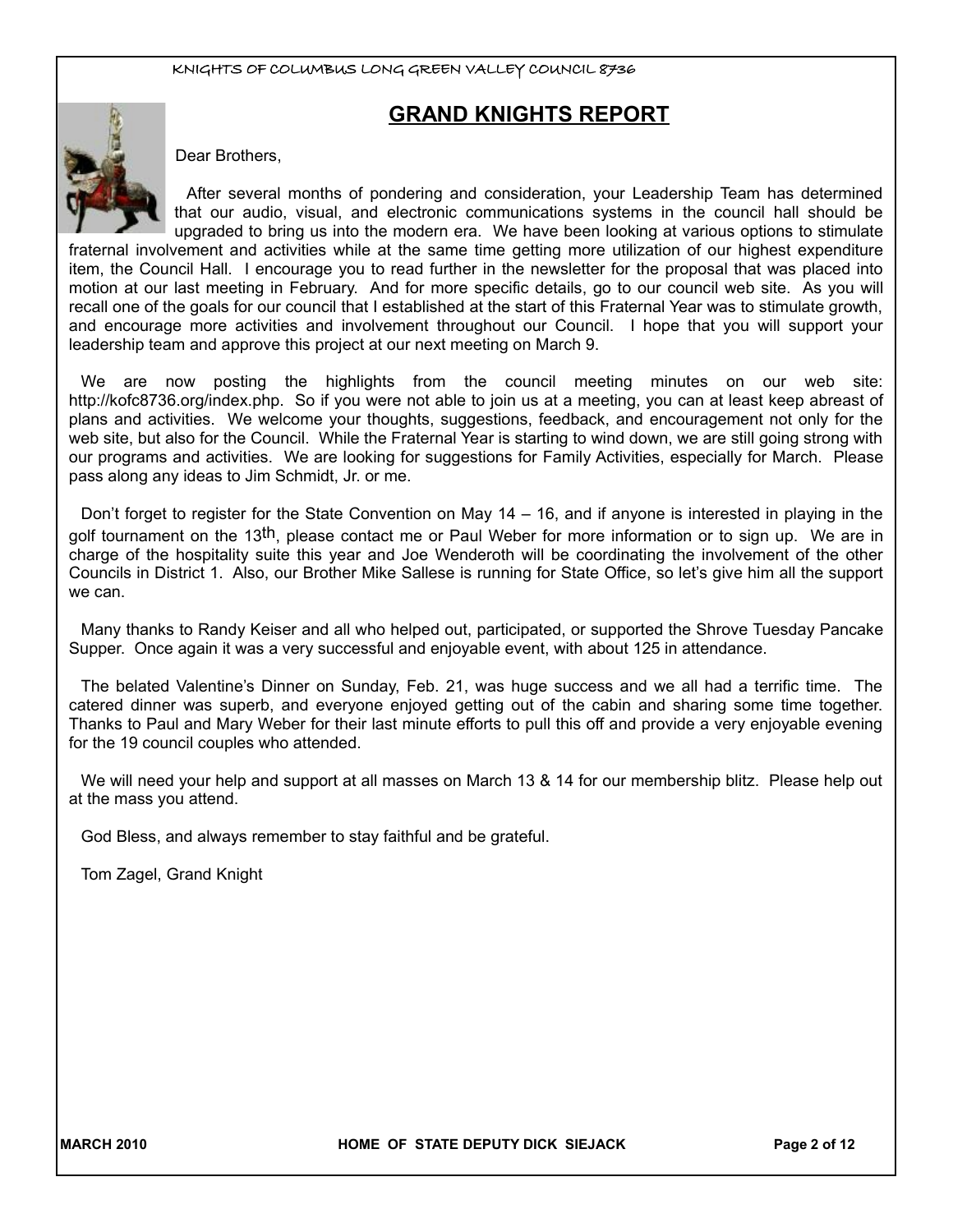## GRAND KNIGHTS REPORT

Dear Brothers,

After several months of pondering and consideration, your Leadership Team has determined that our audio, visual, and electronic communications systems in the council hall should be upgraded to bring us into the modern era. We have been looking at various options to stimulate fraternal involvement and activities while at the same time getting more utilization of our highest expenditure item, the Council Hall. I encourage you to read further in the newsletter for the proposal that was placed into motion at our last meeting in February. And for more specific details, go to our council web site. As you will recall one of the goals for our council that I established at the start of this Fraternal Year was to stimulate growth, and encourage more activities and involvement throughout our Council. I hope that you will support your leadership team and approve this project at our next meeting on March 9.

We are now posting the highlights from the council meeting minutes on our web site: http://kofc8736.org/index.php. So if you were not able to join us at a meeting, you can at least keep abreast of plans and activities. We welcome your thoughts, suggestions, feedback, and encouragement not only for the web site, but also for the Council. While the Fraternal Year is starting to wind down, we are still going strong with our programs and activities. We are looking for suggestions for Family Activities, especially for March. Please pass along any ideas to Jim Schmidt, Jr. or me.

Don't forget to register for the State Convention on May 14 – 16, and if anyone is interested in playing in the golf tournament on the 13th, please contact me or Paul Weber for more information or to sign up. We are in charge of the hospitality suite this year and Joe Wenderoth will be coordinating the involvement of the other Councils in District 1. Also, our Brother Mike Sallese is running for State Office, so let's give him all the support we can.

Many thanks to Randy Keiser and all who helped out, participated, or supported the Shrove Tuesday Pancake Supper. Once again it was a very successful and enjoyable event, with about 125 in attendance.

The belated Valentine's Dinner on Sunday, Feb. 21, was huge success and we all had a terrific time. The catered dinner was superb, and everyone enjoyed getting out of the cabin and sharing some time together. Thanks to Paul and Mary Weber for their last minute efforts to pull this off and provide a very enjoyable evening for the 19 council couples who attended.

We will need your help and support at all masses on March 13 & 14 for our membership blitz. Please help out at the mass you attend.

God Bless, and always remember to stay faithful and be grateful.

Tom Zagel, Grand Knight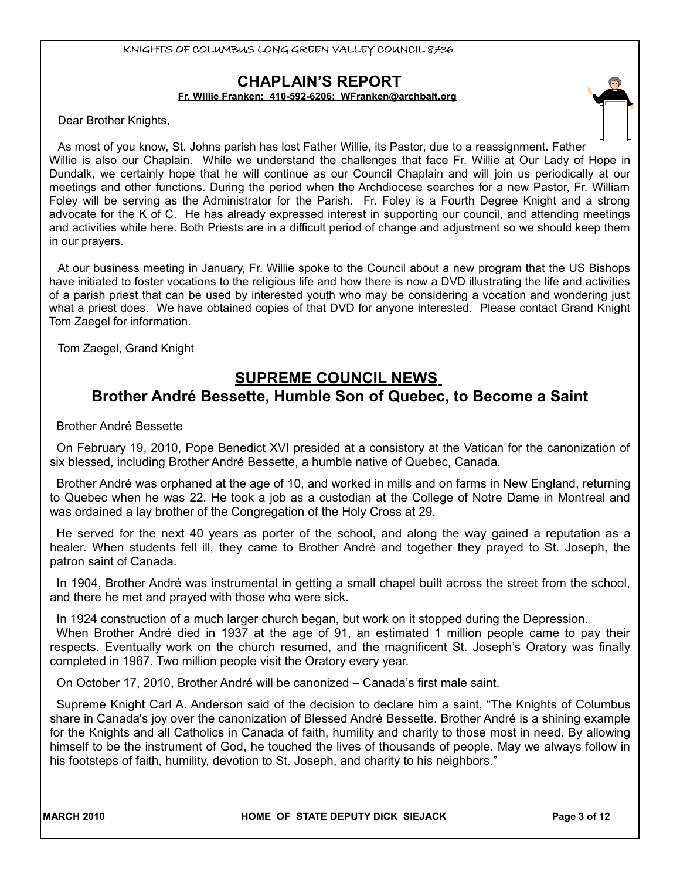## CHAPLAIN'S REPORT

**Fr. Willie Franken; 410-592-6206; WFranken@archbalt.org**

Dear Brother Knights,

As most of you know, St. Johns parish has lost Father Willie, its Pastor, due to a reassignment. Father Willie is also our Chaplain. While we understand the challenges that face Fr. Willie at Our Lady of Hope in Dundalk, we certainly hope that he will continue as our Council Chaplain and will join us periodically at our meetings and other functions. During the period when the Archdiocese searches for a new Pastor, Fr. William Foley will be serving as the Administrator for the Parish. Fr. Foley is a Fourth Degree Knight and a strong advocate for the K of C. He has already expressed interest in supporting our council, and attending meetings and activities while here. Both Priests are in a difficult period of change and adjustment so we should keep them in our prayers.

At our business meeting in January, Fr. Willie spoke to the Council about a new program that the US Bishops have initiated to foster vocations to the religious life and how there is now a DVD illustrating the life and activities of a parish priest that can be used by interested youth who may be considering a vocation and wondering just what a priest does. We have obtained copies of that DVD for anyone interested. Please contact Grand Knight Tom Zaegel for information.

Tom Zaegel, Grand Knight

## SUPREME COUNCIL NEWS

### Brother André Bessette, Humble Son of Quebec, to Become a Saint

Brother André Bessette

On February 19, 2010, Pope Benedict XVI presided at a consistory at the Vatican for the canonization of six blessed, including Brother André Bessette, a humble native of Quebec, Canada.

Brother André was orphaned at the age of 10, and worked in mills and on farms in New England, returning to Quebec when he was 22. He took a job as a custodian at the College of Notre Dame in Montreal and was ordained a lay brother of the Congregation of the Holy Cross at 29.

He served for the next 40 years as porter of the school, and along the way gained a reputation as a healer. When students fell ill, they came to Brother André and together they prayed to St. Joseph, the patron saint of Canada.

In 1904, Brother André was instrumental in getting a small chapel built across the street from the school, and there he met and prayed with those who were sick.

In 1924 construction of a much larger church began, but work on it stopped during the Depression.

When Brother André died in 1937 at the age of 91, an estimated 1 million people came to pay their respects. Eventually work on the church resumed, and the magnificent St. Joseph's Oratory was finally completed in 1967. Two million people visit the Oratory every year.

On October 17, 2010, Brother André will be canonized – Canada's first male saint.

Supreme Knight Carl A. Anderson said of the decision to declare him a saint, "The Knights of Columbus share in Canada's joy over the canonization of Blessed André Bessette. Brother André is a shining example for the Knights and all Catholics in Canada of faith, humility and charity to those most in need. By allowing himself to be the instrument of God, he touched the lives of thousands of people. May we always follow in his footsteps of faith, humility, devotion to St. Joseph, and charity to his neighbors."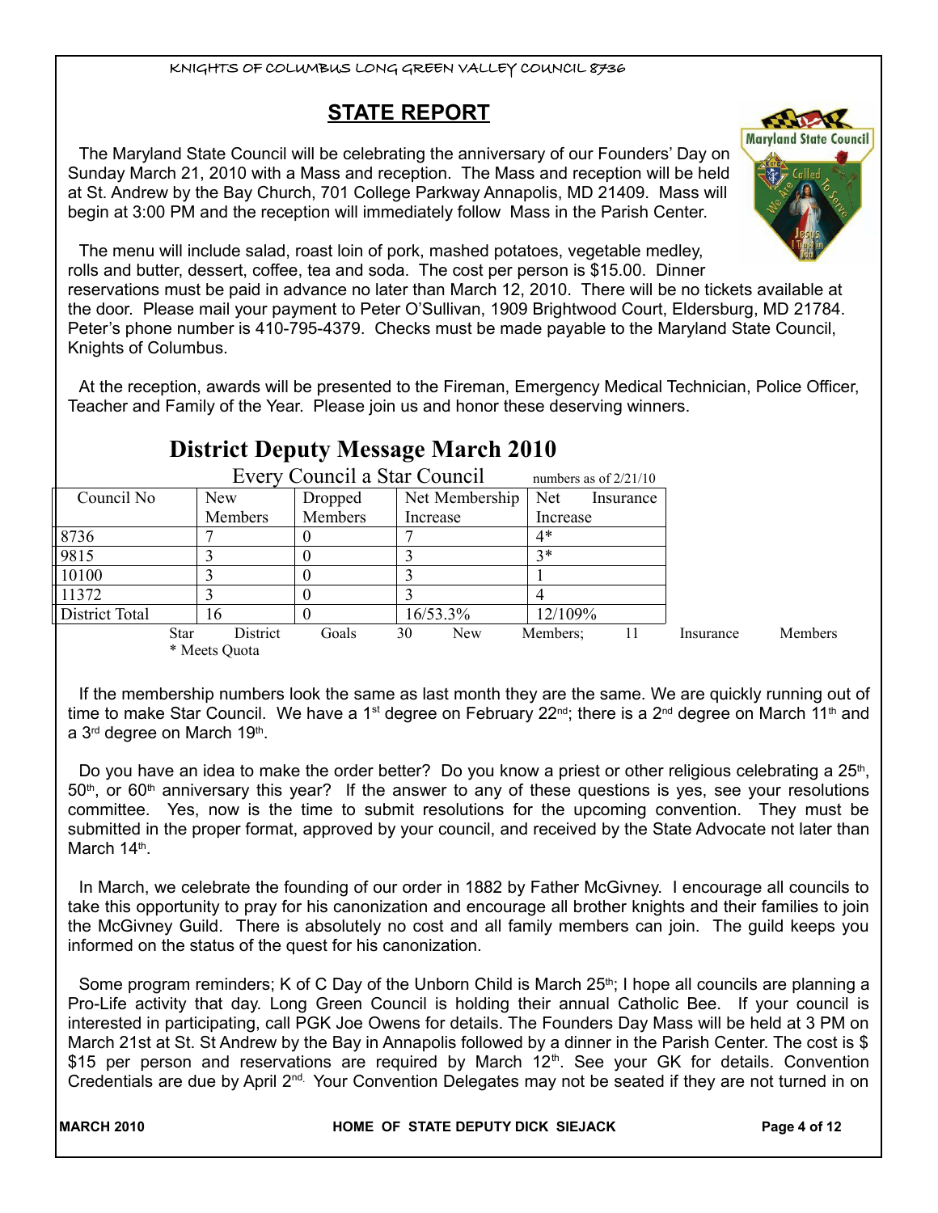## STATE REPORT

The Maryland State Council will be celebrating the anniversary of our Founders' Day on Sunday March 21, 2010 with a Mass and reception. The Mass and reception will be held at St. Andrew by the Bay Church, 701 College Parkway Annapolis, MD 21409. Mass will begin at 3:00 PM and the reception will immediately follow Mass in the Parish Center.

The menu will include salad, roast loin of pork, mashed potatoes, vegetable medley, rolls and butter, dessert, coffee, tea and soda. The cost per person is $15.00. Dinner reservations must be paid in advance no later than March 12, 2010. There will be no tickets available at the door. Please mail your payment to Peter O'Sullivan, 1909 Brightwood Court, Eldersburg, MD 21784. Peter's phone number is 410-795-4379. Checks must be made payable to the Maryland State Council, Knights of Columbus.

At the reception, awards will be presented to the Fireman, Emergency Medical Technician, Police Officer, Teacher and Family of the Year. Please join us and honor these deserving winners.

## District Deputy Message March 2010

Every Council a Star Council — numbers as of 2/21/10

| Council No | New Members | Dropped Members | Net Membership Increase | Net Insurance Increase |
|---|---|---|---|---|
| 8736 | 7 | 0 | 7 | 4* |
| 9815 | 3 | 0 | 3 | 3* |
| 10100 | 3 | 0 | 3 | 1 |
| 11372 | 3 | 0 | 3 | 4 |
| District Total | 16 | 0 | 16/53.3% | 12/109% |

Star District Goals 30 New Members; 11 Insurance Members

\* Meets Quota

If the membership numbers look the same as last month they are the same. We are quickly running out of time to make Star Council. We have a 1st degree on February 22nd; there is a 2nd degree on March 11th and a 3rd degree on March 19th.

Do you have an idea to make the order better? Do you know a priest or other religious celebrating a 25th, 50th, or 60th anniversary this year? If the answer to any of these questions is yes, see your resolutions committee. Yes, now is the time to submit resolutions for the upcoming convention. They must be submitted in the proper format, approved by your council, and received by the State Advocate not later than March 14th.

In March, we celebrate the founding of our order in 1882 by Father McGivney. I encourage all councils to take this opportunity to pray for his canonization and encourage all brother knights and their families to join the McGivney Guild. There is absolutely no cost and all family members can join. The guild keeps you informed on the status of the quest for his canonization.

Some program reminders; K of C Day of the Unborn Child is March 25th; I hope all councils are planning a Pro-Life activity that day. Long Green Council is holding their annual Catholic Bee. If your council is interested in participating, call PGK Joe Owens for details. The Founders Day Mass will be held at 3 PM on March 21st at St. St Andrew by the Bay in Annapolis followed by a dinner in the Parish Center. The cost is $ $15 per person and reservations are required by March 12th. See your GK for details. Convention Credentials are due by April 2nd. Your Convention Delegates may not be seated if they are not turned in on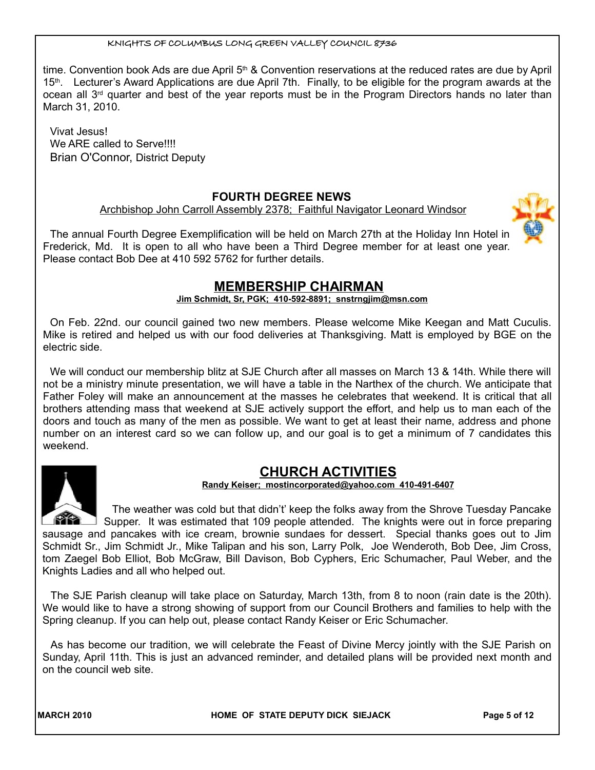time. Convention book Ads are due April 5th & Convention reservations at the reduced rates are due by April 15th. Lecturer's Award Applications are due April 7th. Finally, to be eligible for the program awards at the ocean all 3rd quarter and best of the year reports must be in the Program Directors hands no later than March 31, 2010.

Vivat Jesus!
We ARE called to Serve!!!!
Brian O'Connor, District Deputy

## FOURTH DEGREE NEWS

Archbishop John Carroll Assembly 2378; Faithful Navigator Leonard Windsor

The annual Fourth Degree Exemplification will be held on March 27th at the Holiday Inn Hotel in Frederick, Md. It is open to all who have been a Third Degree member for at least one year. Please contact Bob Dee at 410 592 5762 for further details.

## MEMBERSHIP CHAIRMAN

**Jim Schmidt, Sr, PGK; 410-592-8891; snstrngjim@msn.com**

On Feb. 22nd. our council gained two new members. Please welcome Mike Keegan and Matt Cuculis. Mike is retired and helped us with our food deliveries at Thanksgiving. Matt is employed by BGE on the electric side.

We will conduct our membership blitz at SJE Church after all masses on March 13 & 14th. While there will not be a ministry minute presentation, we will have a table in the Narthex of the church. We anticipate that Father Foley will make an announcement at the masses he celebrates that weekend. It is critical that all brothers attending mass that weekend at SJE actively support the effort, and help us to man each of the doors and touch as many of the men as possible. We want to get at least their name, address and phone number on an interest card so we can follow up, and our goal is to get a minimum of 7 candidates this weekend.

## CHURCH ACTIVITIES

**Randy Keiser; mostincorporated@yahoo.com 410-491-6407**

The weather was cold but that didn't' keep the folks away from the Shrove Tuesday Pancake Supper. It was estimated that 109 people attended. The knights were out in force preparing sausage and pancakes with ice cream, brownie sundaes for dessert. Special thanks goes out to Jim Schmidt Sr., Jim Schmidt Jr., Mike Talipan and his son, Larry Polk, Joe Wenderoth, Bob Dee, Jim Cross, tom Zaegel Bob Elliot, Bob McGraw, Bill Davison, Bob Cyphers, Eric Schumacher, Paul Weber, and the Knights Ladies and all who helped out.

The SJE Parish cleanup will take place on Saturday, March 13th, from 8 to noon (rain date is the 20th). We would like to have a strong showing of support from our Council Brothers and families to help with the Spring cleanup. If you can help out, please contact Randy Keiser or Eric Schumacher.

As has become our tradition, we will celebrate the Feast of Divine Mercy jointly with the SJE Parish on Sunday, April 11th. This is just an advanced reminder, and detailed plans will be provided next month and on the council web site.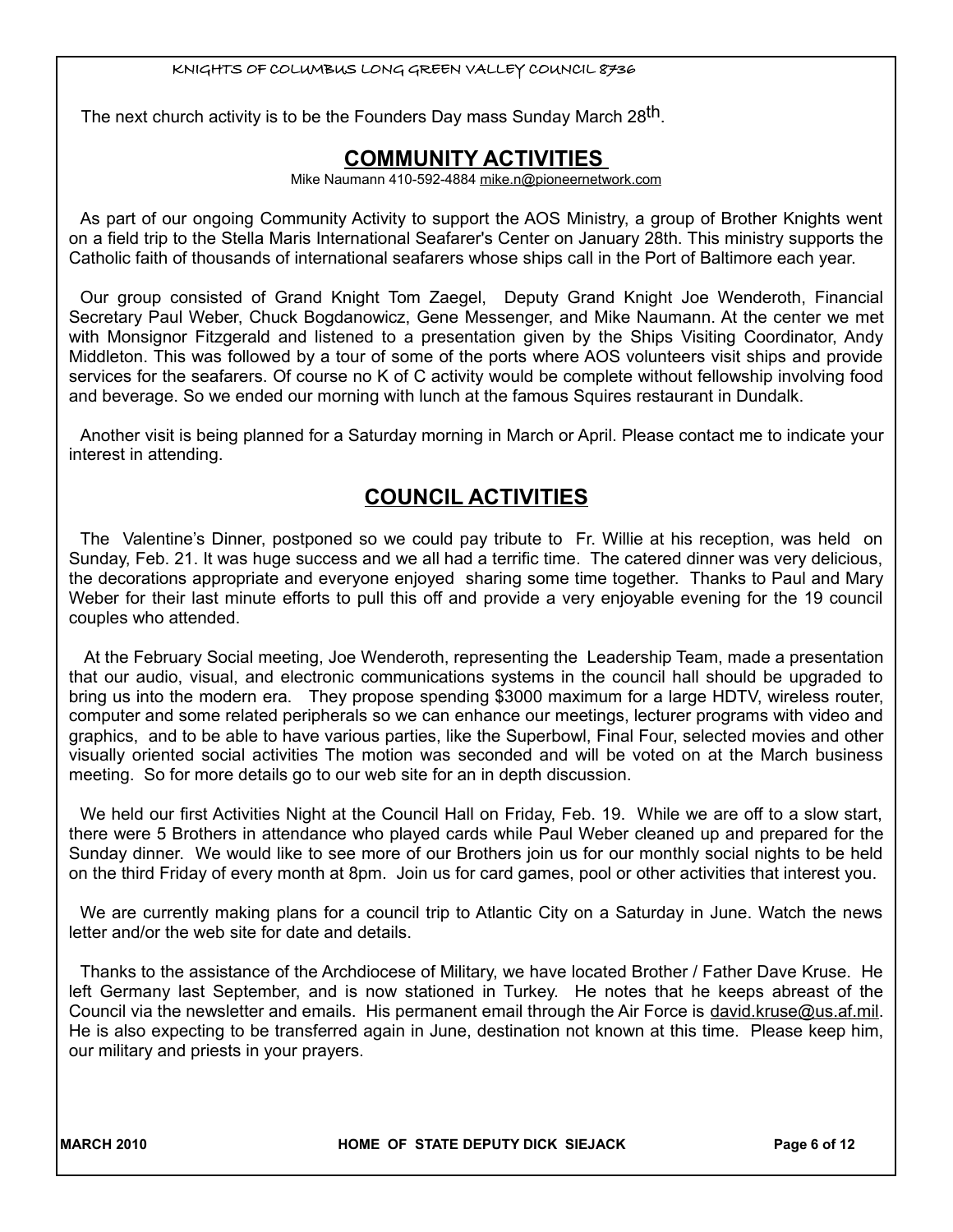The next church activity is to be the Founders Day mass Sunday March 28th.

## COMMUNITY ACTIVITIES

Mike Naumann 410-592-4884 mike.n@pioneernetwork.com

As part of our ongoing Community Activity to support the AOS Ministry, a group of Brother Knights went on a field trip to the Stella Maris International Seafarer's Center on January 28th. This ministry supports the Catholic faith of thousands of international seafarers whose ships call in the Port of Baltimore each year.

Our group consisted of Grand Knight Tom Zaegel, Deputy Grand Knight Joe Wenderoth, Financial Secretary Paul Weber, Chuck Bogdanowicz, Gene Messenger, and Mike Naumann. At the center we met with Monsignor Fitzgerald and listened to a presentation given by the Ships Visiting Coordinator, Andy Middleton. This was followed by a tour of some of the ports where AOS volunteers visit ships and provide services for the seafarers. Of course no K of C activity would be complete without fellowship involving food and beverage. So we ended our morning with lunch at the famous Squires restaurant in Dundalk.

Another visit is being planned for a Saturday morning in March or April. Please contact me to indicate your interest in attending.

## COUNCIL ACTIVITIES

The Valentine's Dinner, postponed so we could pay tribute to Fr. Willie at his reception, was held on Sunday, Feb. 21. It was huge success and we all had a terrific time. The catered dinner was very delicious, the decorations appropriate and everyone enjoyed sharing some time together. Thanks to Paul and Mary Weber for their last minute efforts to pull this off and provide a very enjoyable evening for the 19 council couples who attended.

At the February Social meeting, Joe Wenderoth, representing the Leadership Team, made a presentation that our audio, visual, and electronic communications systems in the council hall should be upgraded to bring us into the modern era. They propose spending $3000 maximum for a large HDTV, wireless router, computer and some related peripherals so we can enhance our meetings, lecturer programs with video and graphics, and to be able to have various parties, like the Superbowl, Final Four, selected movies and other visually oriented social activities The motion was seconded and will be voted on at the March business meeting. So for more details go to our web site for an in depth discussion.

We held our first Activities Night at the Council Hall on Friday, Feb. 19. While we are off to a slow start, there were 5 Brothers in attendance who played cards while Paul Weber cleaned up and prepared for the Sunday dinner. We would like to see more of our Brothers join us for our monthly social nights to be held on the third Friday of every month at 8pm. Join us for card games, pool or other activities that interest you.

We are currently making plans for a council trip to Atlantic City on a Saturday in June. Watch the news letter and/or the web site for date and details.

Thanks to the assistance of the Archdiocese of Military, we have located Brother / Father Dave Kruse. He left Germany last September, and is now stationed in Turkey. He notes that he keeps abreast of the Council via the newsletter and emails. His permanent email through the Air Force is david.kruse@us.af.mil. He is also expecting to be transferred again in June, destination not known at this time. Please keep him, our military and priests in your prayers.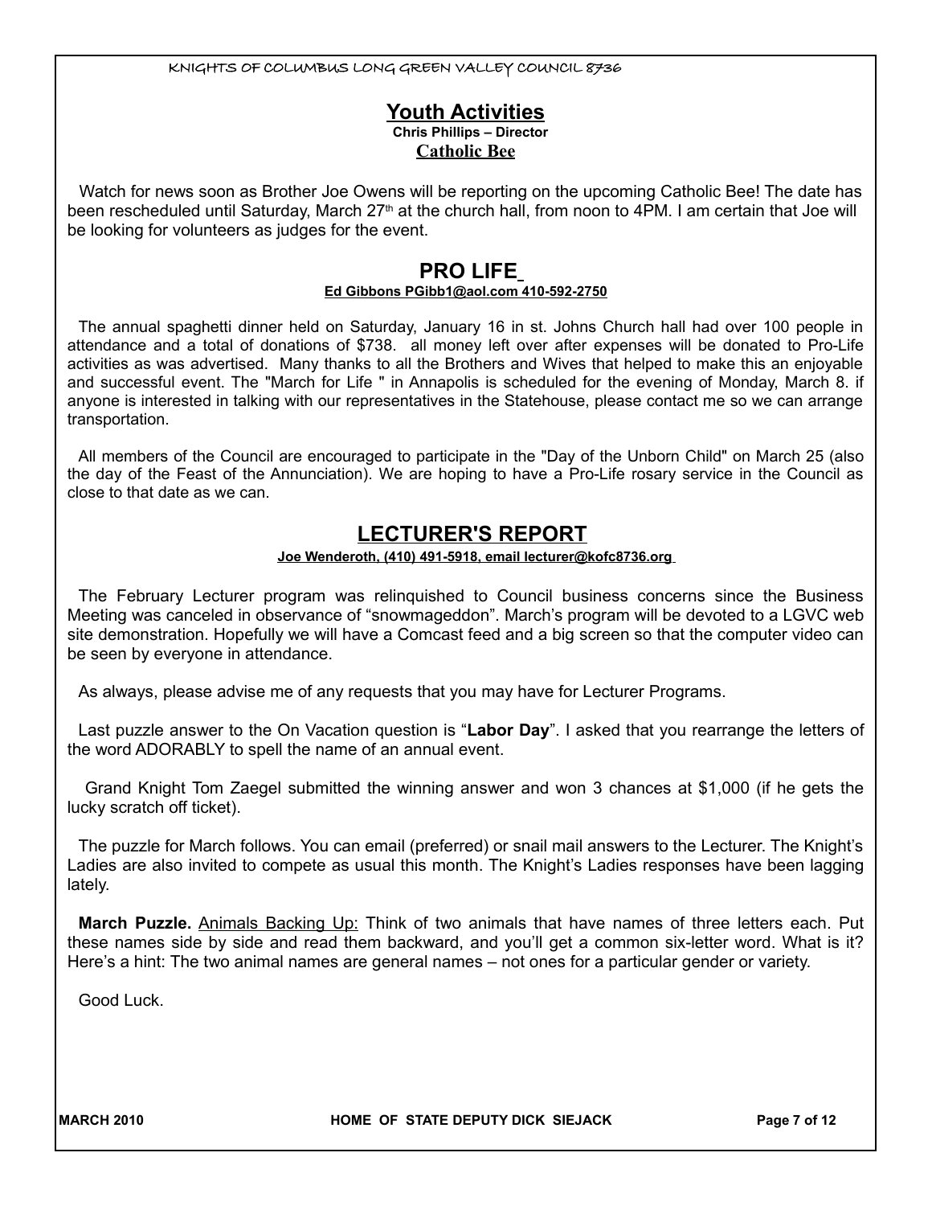## Youth Activities

**Chris Phillips – Director**

**Catholic Bee**

Watch for news soon as Brother Joe Owens will be reporting on the upcoming Catholic Bee! The date has been rescheduled until Saturday, March 27th at the church hall, from noon to 4PM. I am certain that Joe will be looking for volunteers as judges for the event.

## PRO LIFE

**Ed Gibbons PGibb1@aol.com 410-592-2750**

The annual spaghetti dinner held on Saturday, January 16 in st. Johns Church hall had over 100 people in attendance and a total of donations of $738. all money left over after expenses will be donated to Pro-Life activities as was advertised. Many thanks to all the Brothers and Wives that helped to make this an enjoyable and successful event. The "March for Life " in Annapolis is scheduled for the evening of Monday, March 8. if anyone is interested in talking with our representatives in the Statehouse, please contact me so we can arrange transportation.

All members of the Council are encouraged to participate in the "Day of the Unborn Child" on March 25 (also the day of the Feast of the Annunciation). We are hoping to have a Pro-Life rosary service in the Council as close to that date as we can.

## LECTURER'S REPORT

**Joe Wenderoth, (410) 491-5918, email lecturer@kofc8736.org**

The February Lecturer program was relinquished to Council business concerns since the Business Meeting was canceled in observance of "snowmageddon". March's program will be devoted to a LGVC web site demonstration. Hopefully we will have a Comcast feed and a big screen so that the computer video can be seen by everyone in attendance.

As always, please advise me of any requests that you may have for Lecturer Programs.

Last puzzle answer to the On Vacation question is "**Labor Day**". I asked that you rearrange the letters of the word ADORABLY to spell the name of an annual event.

Grand Knight Tom Zaegel submitted the winning answer and won 3 chances at $1,000 (if he gets the lucky scratch off ticket).

The puzzle for March follows. You can email (preferred) or snail mail answers to the Lecturer. The Knight's Ladies are also invited to compete as usual this month. The Knight's Ladies responses have been lagging lately.

**March Puzzle.** Animals Backing Up: Think of two animals that have names of three letters each. Put these names side by side and read them backward, and you'll get a common six-letter word. What is it? Here's a hint: The two animal names are general names – not ones for a particular gender or variety.

Good Luck.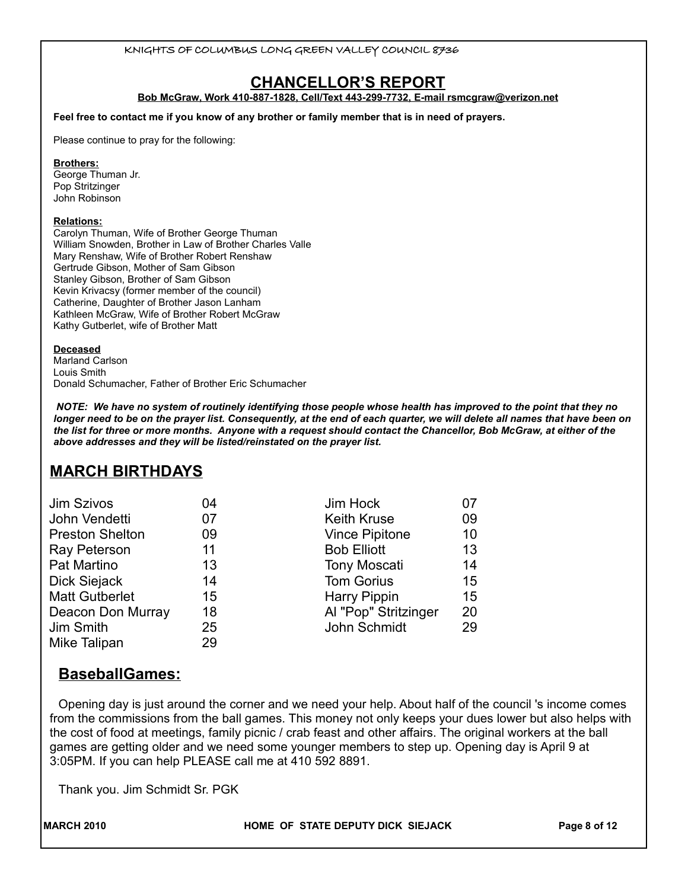## CHANCELLOR'S REPORT

**Bob McGraw, Work 410-887-1828, Cell/Text 443-299-7732, E-mail rsmcgraw@verizon.net**

**Feel free to contact me if you know of any brother or family member that is in need of prayers.**

Please continue to pray for the following:

**Brothers:**

George Thuman Jr.
Pop Stritzinger
John Robinson

**Relations:**

Carolyn Thuman, Wife of Brother George Thuman
William Snowden, Brother in Law of Brother Charles Valle
Mary Renshaw, Wife of Brother Robert Renshaw
Gertrude Gibson, Mother of Sam Gibson
Stanley Gibson, Brother of Sam Gibson
Kevin Krivacsy (former member of the council)
Catherine, Daughter of Brother Jason Lanham
Kathleen McGraw, Wife of Brother Robert McGraw
Kathy Gutberlet, wife of Brother Matt

**Deceased**

Marland Carlson
Louis Smith
Donald Schumacher, Father of Brother Eric Schumacher

***NOTE: We have no system of routinely identifying those people whose health has improved to the point that they no longer need to be on the prayer list. Consequently, at the end of each quarter, we will delete all names that have been on the list for three or more months. Anyone with a request should contact the Chancellor, Bob McGraw, at either of the above addresses and they will be listed/reinstated on the prayer list.***

## MARCH BIRTHDAYS

| Name | Day | Name | Day |
|---|---|---|---|
| Jim Szivos | 04 | Jim Hock | 07 |
| John Vendetti | 07 | Keith Kruse | 09 |
| Preston Shelton | 09 | Vince Pipitone | 10 |
| Ray Peterson | 11 | Bob Elliott | 13 |
| Pat Martino | 13 | Tony Moscati | 14 |
| Dick Siejack | 14 | Tom Gorius | 15 |
| Matt Gutberlet | 15 | Harry Pippin | 15 |
| Deacon Don Murray | 18 | Al "Pop" Stritzinger | 20 |
| Jim Smith | 25 | John Schmidt | 29 |
| Mike Talipan | 29 | | |

## BaseballGames:

Opening day is just around the corner and we need your help. About half of the council 's income comes from the commissions from the ball games. This money not only keeps your dues lower but also helps with the cost of food at meetings, family picnic / crab feast and other affairs. The original workers at the ball games are getting older and we need some younger members to step up. Opening day is April 9 at 3:05PM. If you can help PLEASE call me at 410 592 8891.

Thank you. Jim Schmidt Sr. PGK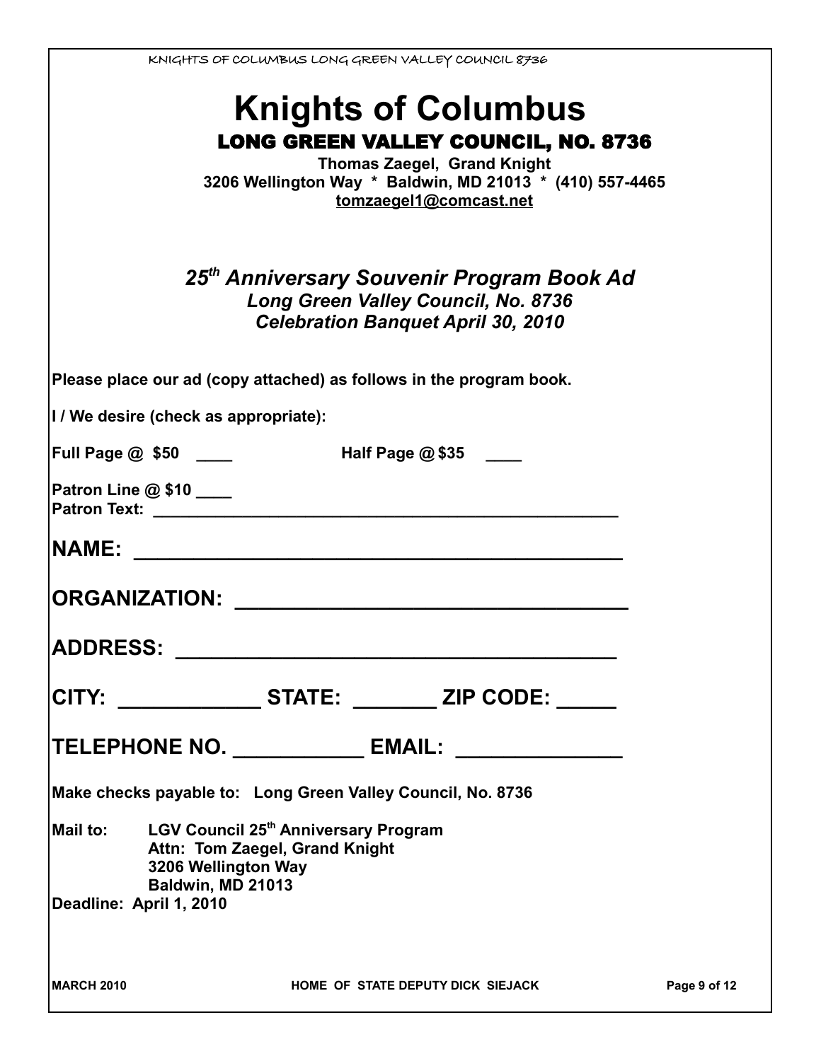# Knights of Columbus

## LONG GREEN VALLEY COUNCIL, NO. 8736

**Thomas Zaegel, Grand Knight**
**3206 Wellington Way * Baldwin, MD 21013 * (410) 557-4465**
**tomzaegel1@comcast.net**

### *25th Anniversary Souvenir Program Book Ad*

***Long Green Valley Council, No. 8736***
***Celebration Banquet April 30, 2010***

**Please place our ad (copy attached) as follows in the program book.**

**I / We desire (check as appropriate):**

**Full Page @ $50 ____** **Half Page @ $35 ____**

**Patron Line @ $10 ____**
**Patron Text: __________________________________________________**

**NAME: ________________________________________**

**ORGANIZATION: ________________________________**

**ADDRESS: _____________________________________**

**CITY: ____________ STATE: _______ ZIP CODE: _____**

**TELEPHONE NO. ___________ EMAIL: ______________**

**Make checks payable to: Long Green Valley Council, No. 8736**

**Mail to:** **LGV Council 25th Anniversary Program**
**Attn: Tom Zaegel, Grand Knight**
**3206 Wellington Way**
**Baldwin, MD 21013**

**Deadline: April 1, 2010**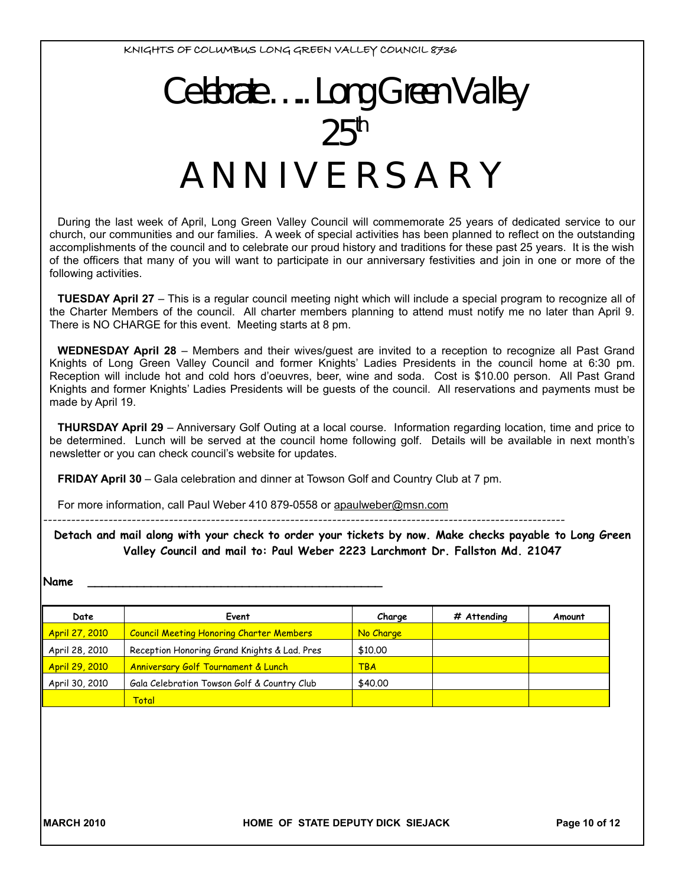KNIGHTS OF COLUMBUS LONG GREEN VALLEY COUNCIL 8736

# Celebrate…..Long Green Valley 25th ANNIVERSARY

During the last week of April, Long Green Valley Council will commemorate 25 years of dedicated service to our church, our communities and our families. A week of special activities has been planned to reflect on the outstanding accomplishments of the council and to celebrate our proud history and traditions for these past 25 years. It is the wish of the officers that many of you will want to participate in our anniversary festivities and join in one or more of the following activities.

**TUESDAY April 27** – This is a regular council meeting night which will include a special program to recognize all of the Charter Members of the council. All charter members planning to attend must notify me no later than April 9. There is NO CHARGE for this event. Meeting starts at 8 pm.

**WEDNESDAY April 28** – Members and their wives/guest are invited to a reception to recognize all Past Grand Knights of Long Green Valley Council and former Knights' Ladies Presidents in the council home at 6:30 pm. Reception will include hot and cold hors d'oeuvres, beer, wine and soda. Cost is $10.00 person. All Past Grand Knights and former Knights' Ladies Presidents will be guests of the council. All reservations and payments must be made by April 19.

**THURSDAY April 29** – Anniversary Golf Outing at a local course. Information regarding location, time and price to be determined. Lunch will be served at the council home following golf. Details will be available in next month's newsletter or you can check council's website for updates.

**FRIDAY April 30** – Gala celebration and dinner at Towson Golf and Country Club at 7 pm.

For more information, call Paul Weber 410 879-0558 or apaulweber@msn.com

---

**Detach and mail along with your check to order your tickets by now. Make checks payable to Long Green Valley Council and mail to: Paul Weber 2223 Larchmont Dr. Fallston Md. 21047**

**Name** ____________________________________________

| Date | Event | Charge | # Attending | Amount |
|---|---|---|---|---|
| April 27, 2010 | Council Meeting Honoring Charter Members | No Charge | | |
| April 28, 2010 | Reception Honoring Grand Knights & Lad. Pres | $10.00 | | |
| April 29, 2010 | Anniversary Golf Tournament & Lunch | TBA | | |
| April 30, 2010 | Gala Celebration Towson Golf & Country Club | $40.00 | | |
| | Total | | | |

MARCH 2010 HOME OF STATE DEPUTY DICK SIEJACK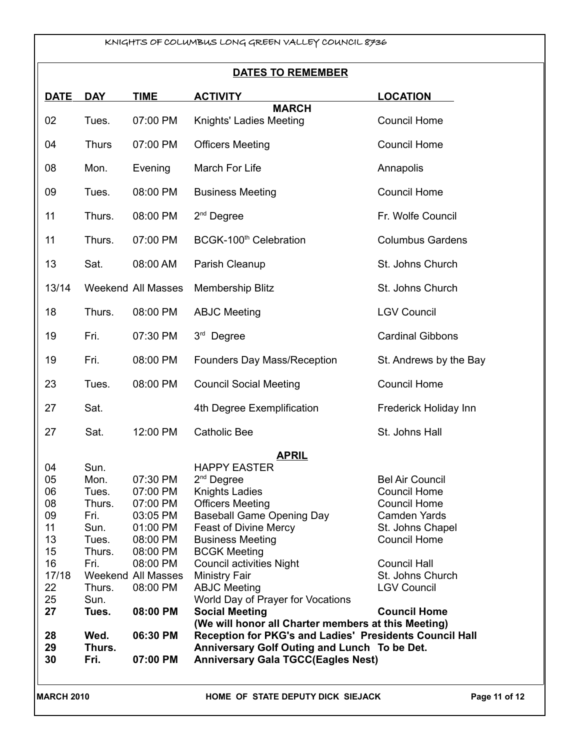## DATES TO REMEMBER

| DATE | DAY | TIME | ACTIVITY | LOCATION |
|---|---|---|---|---|
| | | | **MARCH** | |
| 02 | Tues. | 07:00 PM | Knights' Ladies Meeting | Council Home |
| 04 | Thurs | 07:00 PM | Officers Meeting | Council Home |
| 08 | Mon. | Evening | March For Life | Annapolis |
| 09 | Tues. | 08:00 PM | Business Meeting | Council Home |
| 11 | Thurs. | 08:00 PM | 2nd Degree | Fr. Wolfe Council |
| 11 | Thurs. | 07:00 PM | BCGK-100th Celebration | Columbus Gardens |
| 13 | Sat. | 08:00 AM | Parish Cleanup | St. Johns Church |
| 13/14 | Weekend | All Masses | Membership Blitz | St. Johns Church |
| 18 | Thurs. | 08:00 PM | ABJC Meeting | LGV Council |
| 19 | Fri. | 07:30 PM | 3rd Degree | Cardinal Gibbons |
| 19 | Fri. | 08:00 PM | Founders Day Mass/Reception | St. Andrews by the Bay |
| 23 | Tues. | 08:00 PM | Council Social Meeting | Council Home |
| 27 | Sat. | | 4th Degree Exemplification | Frederick Holiday Inn |
| 27 | Sat. | 12:00 PM | Catholic Bee | St. Johns Hall |
| | | | **APRIL** | |
| 04 | Sun. | | HAPPY EASTER | |
| 05 | Mon. | 07:30 PM | 2nd Degree | Bel Air Council |
| 06 | Tues. | 07:00 PM | Knights Ladies | Council Home |
| 08 | Thurs. | 07:00 PM | Officers Meeting | Council Home |
| 09 | Fri. | 03:05 PM | Baseball Game Opening Day | Camden Yards |
| 11 | Sun. | 01:00 PM | Feast of Divine Mercy | St. Johns Chapel |
| 13 | Tues. | 08:00 PM | Business Meeting | Council Home |
| 15 | Thurs. | 08:00 PM | BCGK Meeting | |
| 16 | Fri. | 08:00 PM | Council activities Night | Council Hall |
| 17/18 | Weekend | All Masses | Ministry Fair | St. Johns Church |
| 22 | Thurs. | 08:00 PM | ABJC Meeting | LGV Council |
| 25 | Sun. | | World Day of Prayer for Vocations | |
| **27** | **Tues.** | **08:00 PM** | **Social Meeting** (We will honor all Charter members at this Meeting) | **Council Home** |
| **28** | **Wed.** | **06:30 PM** | **Reception for PKG's and Ladies' Presidents** | **Council Hall** |
| **29** | **Thurs.** | | **Anniversary Golf Outing and Lunch** | **To be Det.** |
| **30** | **Fri.** | **07:00 PM** | **Anniversary Gala TGCC(Eagles Nest)** | |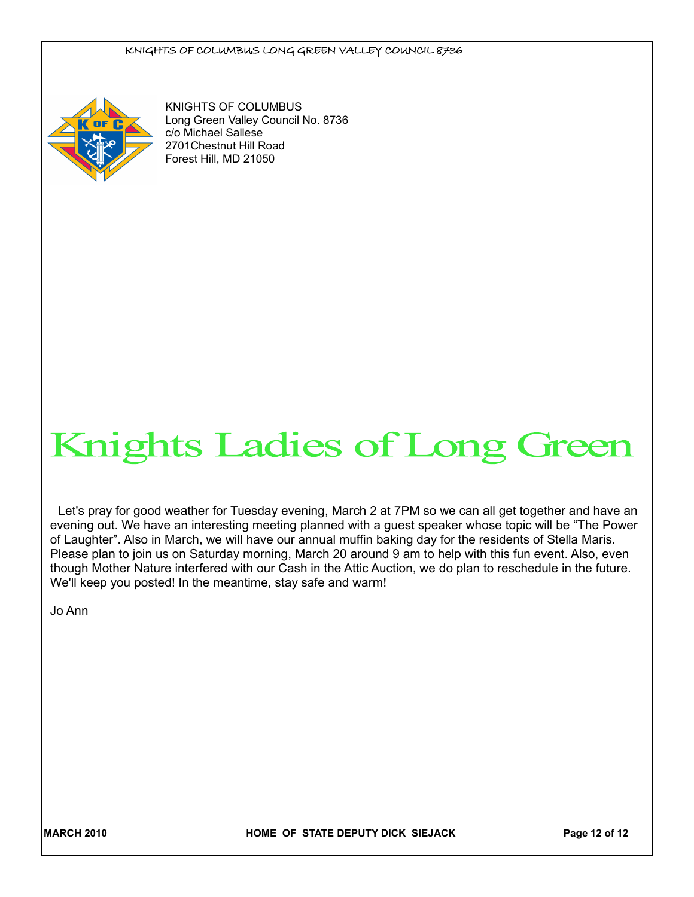KNIGHTS OF COLUMBUS
Long Green Valley Council No. 8736
c/o Michael Sallese
2701Chestnut Hill Road
Forest Hill, MD 21050

# Knights Ladies of Long Green

Let's pray for good weather for Tuesday evening, March 2 at 7PM so we can all get together and have an evening out. We have an interesting meeting planned with a guest speaker whose topic will be "The Power of Laughter". Also in March, we will have our annual muffin baking day for the residents of Stella Maris. Please plan to join us on Saturday morning, March 20 around 9 am to help with this fun event. Also, even though Mother Nature interfered with our Cash in the Attic Auction, we do plan to reschedule in the future. We'll keep you posted! In the meantime, stay safe and warm!

Jo Ann